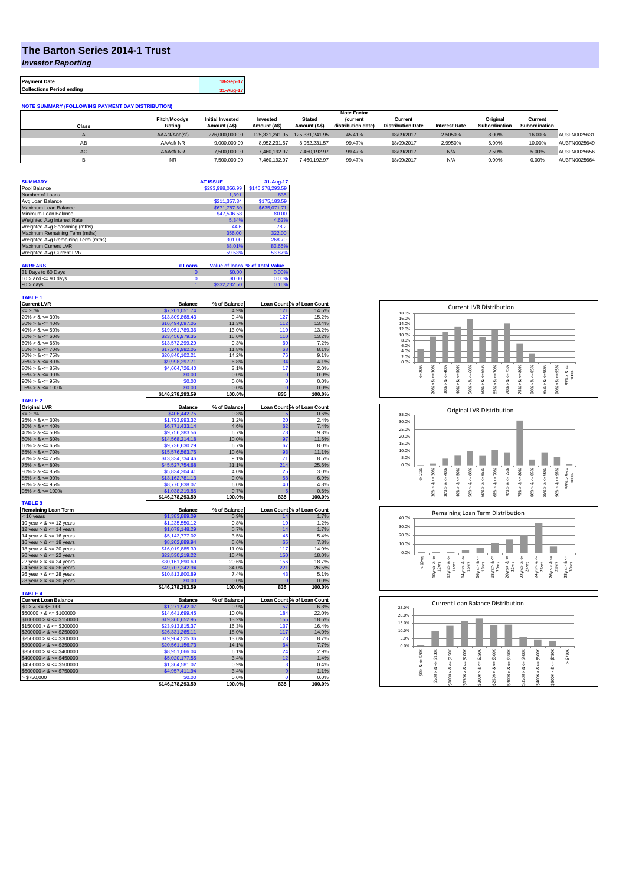# The Barton Series 2014-1 Trust

## *Investor Reporting*

| Payment Date | 18-Sep-17 |
|---|---|
| Collections Period ending | 31-Aug-17 |

**NOTE SUMMARY (FOLLOWING PAYMENT DAY DISTRIBUTION)**

| Class | Fitch/Moodys Rating | Initial Invested Amount (A$) | Invested Amount (A$) | Stated Amount (A$) | Note Factor (current distribution date) | Current Distribution Date | Interest Rate | Original Subordination | Current Subordination | |
|---|---|---|---|---|---|---|---|---|---|---|
| A | AAAsf/Aaa(sf) | 276,000,000.00 | 125,331,241.95 | 125,331,241.95 | 45.41% | 18/09/2017 | 2.5050% | 8.00% | 16.00% | AU3FN0025631 |
| AB | AAAsf/ NR | 9,000,000.00 | 8,952,231.57 | 8,952,231.57 | 99.47% | 18/09/2017 | 2.9950% | 5.00% | 10.00% | AU3FN0025649 |
| AC | AAAsf/ NR | 7,500,000.00 | 7,460,192.97 | 7,460,192.97 | 99.47% | 18/09/2017 | N/A | 2.50% | 5.00% | AU3FN0025656 |
| B | NR | 7,500,000.00 | 7,460,192.97 | 7,460,192.97 | 99.47% | 18/09/2017 | N/A | 0.00% | 0.00% | AU3FN0025664 |

| SUMMARY | AT ISSUE | 31-Aug-17 |
|---|---|---|
| Pool Balance | $293,998,056.99 | $146,278,293.59 |
| Number of Loans | 1,391 | 835 |
| Avg Loan Balance | $211,357.34 | $175,183.59 |
| Maximum Loan Balance | $671,787.60 | $635,071.71 |
| Minimum Loan Balance | $47,506.58 | $0.00 |
| Weighted Avg Interest Rate | 5.34% | 4.62% |
| Weighted Avg Seasoning (mths) | 44.6 | 78.2 |
| Maximum Remaining Term (mths) | 356.00 | 322.00 |
| Weighted Avg Remaining Term (mths) | 301.00 | 268.70 |
| Maximum Current LVR | 88.01% | 83.65% |
| Weighted Avg Current LVR | 59.53% | 53.87% |

| ARREARS | # Loans | Value of loans | % of Total Value |
|---|---|---|---|
| 31 Days to 60 Days | 0 | $0.00 | 0.00% |
| 60 > and <= 90 days | 0 | $0.00 | 0.00% |
| 90 > days | 1 | $232,232.50 | 0.16% |

**TABLE 1**

| Current LVR | Balance | % of Balance | Loan Count | % of Loan Count |
|---|---|---|---|---|
| <= 20% | $7,201,051.74 | 4.9% | 121 | 14.5% |
| 20% > & <= 30% | $13,809,868.43 | 9.4% | 127 | 15.2% |
| 30% > & <= 40% | $16,494,097.05 | 11.3% | 112 | 13.4% |
| 40% > & <= 50% | $19,051,789.36 | 13.0% | 110 | 13.2% |
| 50% > & <= 60% | $23,456,979.35 | 16.0% | 110 | 13.2% |
| 60% > & <= 65% | $13,572,399.29 | 9.3% | 60 | 7.2% |
| 65% > & <= 70% | $17,248,982.05 | 11.8% | 68 | 8.1% |
| 70% > & <= 75% | $20,840,102.21 | 14.2% | 76 | 9.1% |
| 75% > & <= 80% | $9,998,297.71 | 6.8% | 34 | 4.1% |
| 80% > & <= 85% | $4,604,726.40 | 3.1% | 17 | 2.0% |
| 85% > & <= 90% | $0.00 | 0.0% | 0 | 0.0% |
| 90% > & <= 95% | $0.00 | 0.0% | 0 | 0.0% |
| 95% > & <= 100% | $0.00 | 0.0% | 0 | 0.0% |
| | $146,278,293.59 | 100.0% | 835 | 100.0% |

**TABLE 2**

| Original LVR | Balance | % of Balance | Loan Count | % of Loan Count |
|---|---|---|---|---|
| <= 20% | $406,442.75 | 0.3% | 5 | 0.6% |
| 25% > & <= 30% | $1,793,993.32 | 1.2% | 20 | 2.4% |
| 30% > & <= 40% | $6,771,433.14 | 4.6% | 62 | 7.4% |
| 40% > & <= 50% | $9,756,283.56 | 6.7% | 78 | 9.3% |
| 50% > & <= 60% | $14,568,214.18 | 10.0% | 97 | 11.6% |
| 60% > & <= 65% | $9,736,630.29 | 6.7% | 67 | 8.0% |
| 65% > & <= 70% | $15,576,563.75 | 10.6% | 93 | 11.1% |
| 70% > & <= 75% | $13,334,734.46 | 9.1% | 71 | 8.5% |
| 75% > & <= 80% | $45,527,754.68 | 31.1% | 214 | 25.6% |
| 80% > & <= 85% | $5,834,304.41 | 4.0% | 25 | 3.0% |
| 85% > & <= 90% | $13,162,781.13 | 9.0% | 58 | 6.9% |
| 90% > & <= 95% | $8,770,838.07 | 6.0% | 40 | 4.8% |
| 95% > & <= 100% | $1,038,319.85 | 0.7% | 5 | 0.6% |
| | $146,278,293.59 | 100.0% | 835 | 100.0% |

**TABLE 3**

| Remaining Loan Term | Balance | % of Balance | Loan Count | % of Loan Count |
|---|---|---|---|---|
| < 10 years | $1,383,889.09 | 0.9% | 14 | 1.7% |
| 10 year > & <= 12 years | $1,235,550.12 | 0.8% | 10 | 1.2% |
| 12 year > & <= 14 years | $1,079,148.29 | 0.7% | 14 | 1.7% |
| 14 year > & <= 16 years | $5,143,777.02 | 3.5% | 45 | 5.4% |
| 16 year > & <= 18 years | $8,202,889.94 | 5.6% | 65 | 7.8% |
| 18 year > & <= 20 years | $16,019,885.39 | 11.0% | 117 | 14.0% |
| 20 year > & <= 22 years | $22,530,219.22 | 15.4% | 150 | 18.0% |
| 22 year > & <= 24 years | $30,161,890.69 | 20.6% | 156 | 18.7% |
| 24 year > & <= 26 years | $49,707,242.94 | 34.0% | 221 | 26.5% |
| 26 year > & <= 28 years | $10,813,800.89 | 7.4% | 43 | 5.1% |
| 28 year > & <= 30 years | $0.00 | 0.0% | 0 | 0.0% |
| | $146,278,293.59 | 100.0% | 835 | 100.0% |

**TABLE 4**

| Current Loan Balance | Balance | % of Balance | Loan Count | % of Loan Count |
|---|---|---|---|---|
| $0 > & <= $50000 | $1,271,942.07 | 0.9% | 57 | 6.8% |
| $50000 > & <= $100000 | $14,641,699.45 | 10.0% | 184 | 22.0% |
| $100000 > & <= $150000 | $19,360,652.95 | 13.2% | 155 | 18.6% |
| $150000 > & <= $200000 | $23,913,815.37 | 16.3% | 137 | 16.4% |
| $200000 > & <= $250000 | $26,331,265.11 | 18.0% | 117 | 14.0% |
| $250000 > & <= $300000 | $19,904,525.36 | 13.6% | 73 | 8.7% |
| $300000 > & <= $350000 | $20,561,156.73 | 14.1% | 64 | 7.7% |
| $350000 > & <= $400000 | $8,951,066.04 | 6.1% | 24 | 2.9% |
| $400000 > & <= $450000 | $5,020,177.55 | 3.4% | 12 | 1.4% |
| $450000 > & <= $500000 | $1,364,581.02 | 0.9% | 3 | 0.4% |
| $500000 > & <= $750000 | $4,957,411.94 | 3.4% | 9 | 1.1% |
| > $750,000 | $0.00 | 0.0% | 0 | 0.0% |
| | $146,278,293.59 | 100.0% | 835 | 100.0% |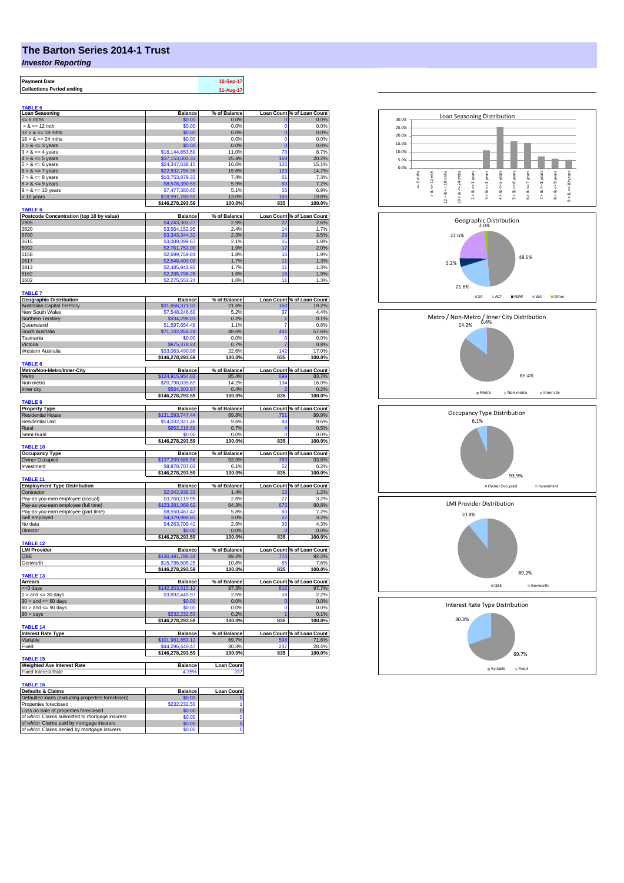# The Barton Series 2014-1 Trust

***Investor Reporting***

| | |
|---|---|
| **Payment Date** | 18-Sep-17 |
| **Collections Period ending** | 31-Aug-17 |

**TABLE 5**

| Loan Seasoning | Balance | % of Balance | Loan Count | % of Loan Count |
|---|---|---|---|---|
| <= 6 mths | $0.00 | 0.0% | 0 | 0.0% |
| > & <= 12 mth | $0.00 | 0.0% | 0 | 0.0% |
| 12 > & <= 18 mths | $0.00 | 0.0% | 0 | 0.0% |
| 18 > & <= 24 mths | $0.00 | 0.0% | 0 | 0.0% |
| 2 > & <= 3 years | $0.00 | 0.0% | 0 | 0.0% |
| 3 > & <= 4 years | $16,144,853.59 | 11.0% | 73 | 8.7% |
| 4 > & <= 5 years | $37,153,603.33 | 25.4% | 169 | 20.2% |
| 5 > & <= 6 years | $24,347,638.15 | 16.6% | 126 | 15.1% |
| 6 > & <= 7 years | $22,832,758.36 | 15.6% | 123 | 14.7% |
| 7 > & <= 8 years | $10,753,879.33 | 7.4% | 61 | 7.3% |
| 8 > & <= 9 years | $8,576,390.59 | 5.9% | 60 | 7.2% |
| 9 > & <= 10 years | $7,477,380.65 | 5.1% | 58 | 6.9% |
| > 10 years | $18,991,789.59 | 13.0% | 165 | 19.8% |
| | $146,278,293.59 | 100.0% | 835 | 100.0% |

**TABLE 6**

| Postcode Concentration (top 10 by value) | Balance | % of Balance | Loan Count | % of Loan Count |
|---|---|---|---|---|
| 2905 | $4,243,303.27 | 2.9% | 22 | 2.6% |
| 2620 | $3,564,152.95 | 2.4% | 14 | 1.7% |
| 5700 | $3,343,344.32 | 2.3% | 29 | 3.5% |
| 2615 | $3,089,399.67 | 2.1% | 15 | 1.8% |
| 5092 | $2,761,753.00 | 1.9% | 17 | 2.0% |
| 5158 | $2,699,759.84 | 1.8% | 16 | 1.9% |
| 2617 | $2,548,409.00 | 1.7% | 11 | 1.3% |
| 2913 | $2,485,943.92 | 1.7% | 11 | 1.3% |
| 5162 | $2,285,796.26 | 1.6% | 16 | 1.9% |
| 2602 | $2,275,553.24 | 1.6% | 11 | 1.3% |

**TABLE 7**

| Geographic Distribution | Balance | % of Balance | Loan Count | % of Loan Count |
|---|---|---|---|---|
| Australian Capital Territory | $31,656,371.02 | 21.6% | 160 | 19.2% |
| New South Wales | $7,548,246.60 | 5.2% | 37 | 4.4% |
| Northern Territory | $334,298.03 | 0.2% | 1 | 0.1% |
| Queensland | $1,597,654.48 | 1.1% | 7 | 0.8% |
| South Australia | $71,102,854.24 | 48.6% | 481 | 57.6% |
| Tasmania | $0.00 | 0.0% | 0 | 0.0% |
| Victoria | $975,378.24 | 0.7% | 7 | 0.8% |
| Western Australia | $33,063,490.98 | 22.6% | 142 | 17.0% |
| | $146,278,293.59 | 100.0% | 835 | 100.0% |

**TABLE 8**

| Metro/Non-Metro/Inner-City | Balance | % of Balance | Loan Count | % of Loan Count |
|---|---|---|---|---|
| Metro | $124,915,954.03 | 85.4% | 699 | 83.7% |
| Non-metro | $20,798,035.69 | 14.2% | 134 | 16.0% |
| Inner city | $564,303.87 | 0.4% | 2 | 0.2% |
| | $146,278,293.59 | 100.0% | 835 | 100.0% |

**TABLE 9**

| Property Type | Balance | % of Balance | Loan Count | % of Loan Count |
|---|---|---|---|---|
| Residential House | $131,293,747.44 | 89.8% | 751 | 89.9% |
| Residential Unit | $14,032,327.46 | 9.6% | 80 | 9.6% |
| Rural | $952,218.69 | 0.7% | 4 | 0.5% |
| Semi-Rural | $0.00 | 0.0% | 0 | 0.0% |
| | $146,278,293.59 | 100.0% | 835 | 100.0% |

**TABLE 10**

| Occupancy Type | Balance | % of Balance | Loan Count | % of Loan Count |
|---|---|---|---|---|
| Owner Occupied | $137,299,586.56 | 93.9% | 783 | 93.8% |
| Investment | $8,978,707.03 | 6.1% | 52 | 6.2% |
| | $146,278,293.59 | 100.0% | 835 | 100.0% |

**TABLE 11**

| Employment Type Distribution | Balance | % of Balance | Loan Count | % of Loan Count |
|---|---|---|---|---|
| Contractor | $2,042,938.33 | 1.4% | 10 | 1.2% |
| Pay-as-you-earn employee (casual) | $3,760,119.95 | 2.6% | 27 | 3.2% |
| Pay-as-you-earn employee (full time) | $123,281,069.62 | 84.3% | 675 | 80.8% |
| Pay-as-you-earn employee (part time) | $8,550,467.42 | 5.8% | 60 | 7.2% |
| Self employed | $4,379,988.85 | 3.0% | 27 | 3.2% |
| No data | $4,263,709.42 | 2.9% | 36 | 4.3% |
| Director | $0.00 | 0.0% | 0 | 0.0% |
| | $146,278,293.59 | 100.0% | 835 | 100.0% |

**TABLE 12**

| LMI Provider | Balance | % of Balance | Loan Count | % of Loan Count |
|---|---|---|---|---|
| QBE | $130,491,788.34 | 89.2% | 770 | 92.2% |
| Genworth | $15,786,505.25 | 10.8% | 65 | 7.8% |
| | $146,278,293.59 | 100.0% | 835 | 100.0% |

**TABLE 13**

| Arrears | Balance | % of Balance | Loan Count | % of Loan Count |
|---|---|---|---|---|
| <=0 days | $142,353,615.12 | 97.3% | 816 | 97.7% |
| 0 > and <= 30 days | $3,692,445.97 | 2.5% | 18 | 2.2% |
| 30 > and <= 60 days | $0.00 | 0.0% | 0 | 0.0% |
| 60 > and <= 90 days | $0.00 | 0.0% | 0 | 0.0% |
| 90 > days | $232,232.50 | 0.2% | 1 | 0.1% |
| | $146,278,293.59 | 100.0% | 835 | 100.0% |

**TABLE 14**

| Interest Rate Type | Balance | % of Balance | Loan Count | % of Loan Count |
|---|---|---|---|---|
| Variable | $101,981,853.12 | 69.7% | 598 | 71.6% |
| Fixed | $44,296,440.47 | 30.3% | 237 | 28.4% |
| | $146,278,293.59 | 100.0% | 835 | 100.0% |

**TABLE 15**

| Weighted Ave Interest Rate | Balance | Loan Count |
|---|---|---|
| Fixed Interest Rate | 4.35% | 237 |

**TABLE 16**

| Defaults & Claims | Balance | Loan Count |
|---|---|---|
| Defaulted loans (excluding properties foreclosed) | $0.00 | 0 |
| Properties foreclosed | $232,232.50 | 1 |
| Loss on Sale of properties foreclosed | $0.00 | 0 |
| *of which* Claims submitted to mortgage insurers | $0.00 | 0 |
| *of which* Claims paid by mortgage insurers | $0.00 | 0 |
| *of which* Claims denied by mortgage insurers | $0.00 | 0 |

Loan Seasoning Distribution

30.0%
25.0%
20.0%
15.0%
10.0%
5.0%
0.0%

<= 6 mths
> & <= 12 mth
12 > & <= 18 mths
18 > & <= 24 mths
2 > & <= 3 years
3 > & <= 4 years
4 > & <= 5 years
5 > & <= 6 years
6 > & <= 7 years
7 > & <= 8 years
8 > & <= 9 years
9 > & <= 10 years

Geographic Distribution

2.0%
22.6%
5.2%
21.6%
48.6%

SA ACT NSW WA Other

Metro / Non-Metro / Inner City Distribution

0.4%
14.2%
85.4%

Metro Non-metro Inner city

Occupancy Type Distribution

6.1%
93.9%

Owner Occupied Investment

LMI Provider Distribution

10.8%
89.2%

QBE Genworth

Interest Rate Type Distribution

30.3%
69.7%

Variable Fixed